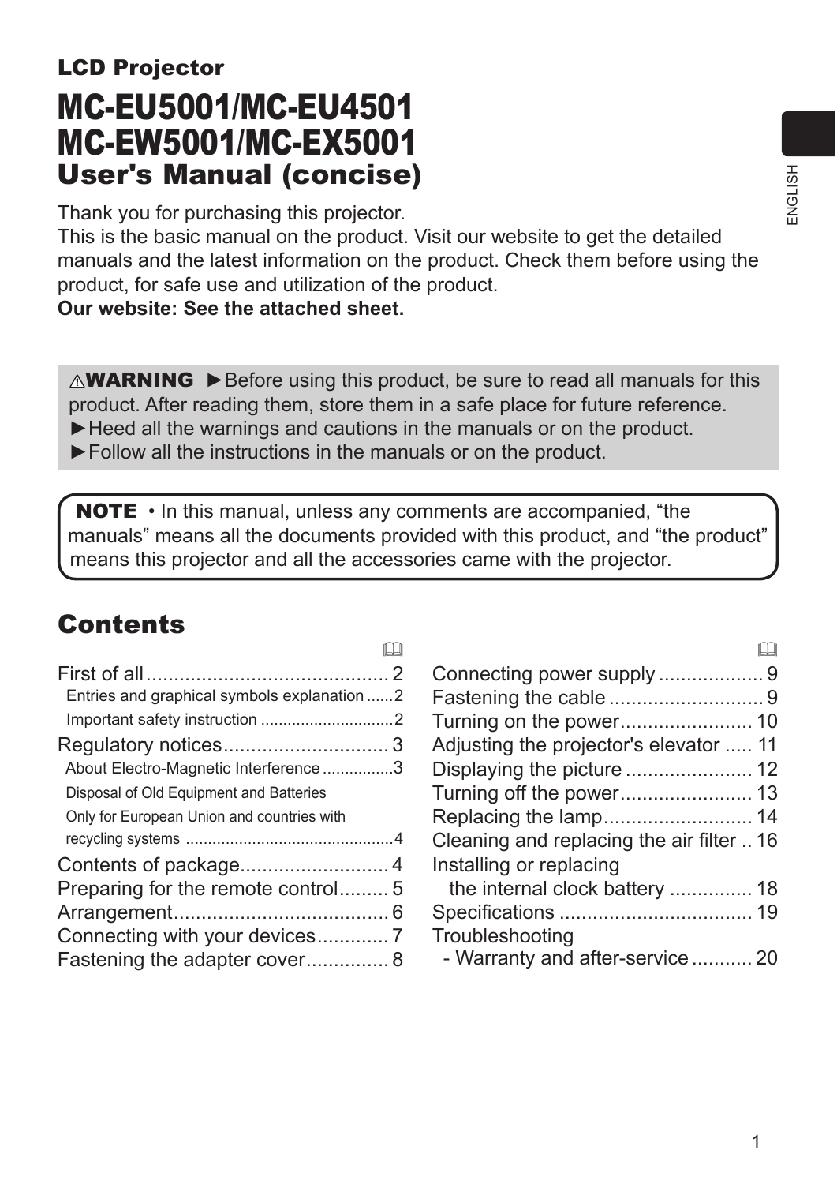**LCD Projector**

# MC-EU5001/MC-EU4501
# MC-EW5001/MC-EX5001
## User's Manual (concise)

Thank you for purchasing this projector.
This is the basic manual on the product. Visit our website to get the detailed manuals and the latest information on the product. Check them before using the product, for safe use and utilization of the product.
**Our website: See the attached sheet.**

⚠**WARNING** ►Before using this product, be sure to read all manuals for this product. After reading them, store them in a safe place for future reference.
►Heed all the warnings and cautions in the manuals or on the product.
►Follow all the instructions in the manuals or on the product.

**NOTE** • In this manual, unless any comments are accompanied, "the manuals" means all the documents provided with this product, and "the product" means this projector and all the accessories came with the projector.

## Contents

- First of all ........................................... 2
  - Entries and graphical symbols explanation ...... 2
  - Important safety instruction ............................ 2
- Regulatory notices.............................. 3
  - About Electro-Magnetic Interference ................3
  - Disposal of Old Equipment and Batteries Only for European Union and countries with recycling systems ................................................4
- Contents of package........................... 4
- Preparing for the remote control......... 5
- Arrangement....................................... 6
- Connecting with your devices............. 7
- Fastening the adapter cover............... 8
- Connecting power supply ................... 9
- Fastening the cable ............................ 9
- Turning on the power........................ 10
- Adjusting the projector's elevator ..... 11
- Displaying the picture ....................... 12
- Turning off the power........................ 13
- Replacing the lamp........................... 14
- Cleaning and replacing the air filter .. 16
- Installing or replacing the internal clock battery ............... 18
- Specifications ................................... 19
- Troubleshooting - Warranty and after-service ........... 20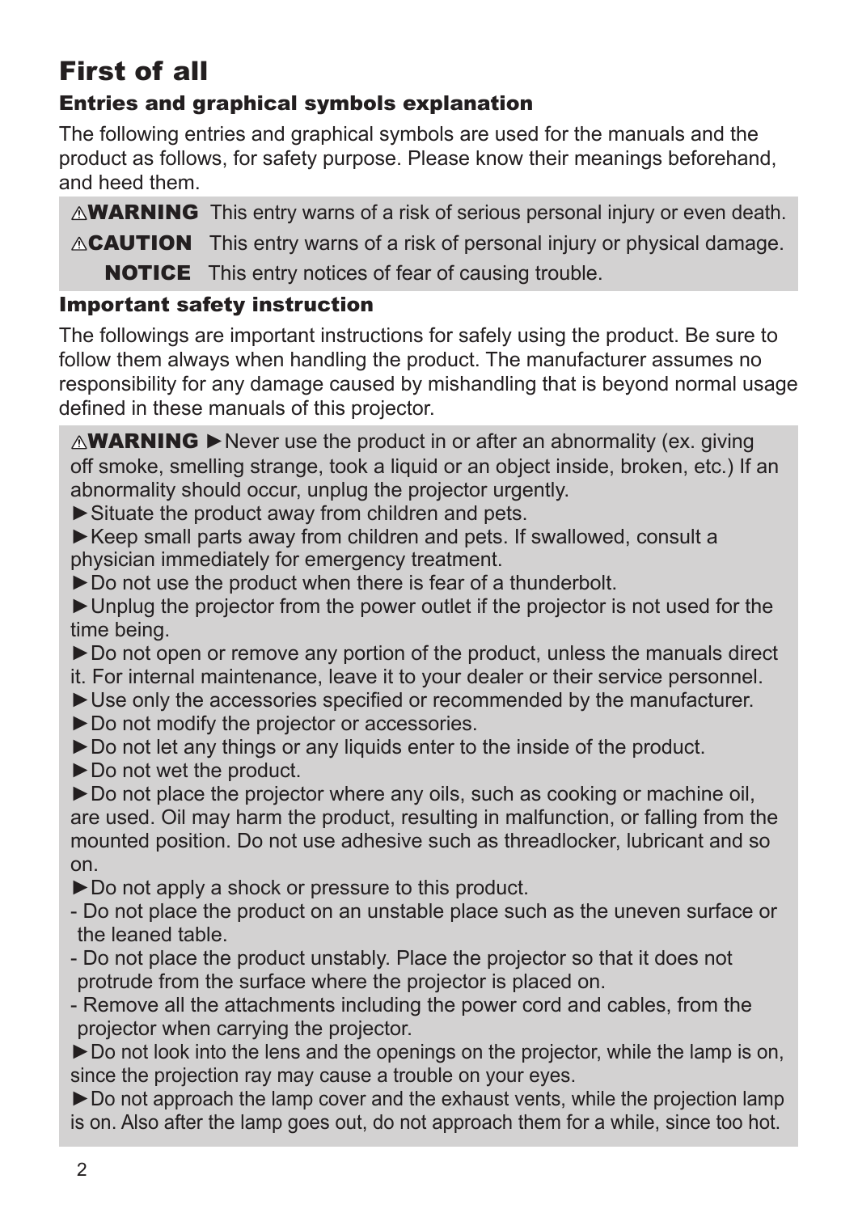# First of all

## Entries and graphical symbols explanation

The following entries and graphical symbols are used for the manuals and the product as follows, for safety purpose. Please know their meanings beforehand, and heed them.

⚠**WARNING** This entry warns of a risk of serious personal injury or even death.

⚠**CAUTION** This entry warns of a risk of personal injury or physical damage.

**NOTICE** This entry notices of fear of causing trouble.

## Important safety instruction

The followings are important instructions for safely using the product. Be sure to follow them always when handling the product. The manufacturer assumes no responsibility for any damage caused by mishandling that is beyond normal usage defined in these manuals of this projector.

⚠**WARNING** ►Never use the product in or after an abnormality (ex. giving off smoke, smelling strange, took a liquid or an object inside, broken, etc.) If an abnormality should occur, unplug the projector urgently.

►Situate the product away from children and pets.

►Keep small parts away from children and pets. If swallowed, consult a physician immediately for emergency treatment.

►Do not use the product when there is fear of a thunderbolt.

►Unplug the projector from the power outlet if the projector is not used for the time being.

►Do not open or remove any portion of the product, unless the manuals direct it. For internal maintenance, leave it to your dealer or their service personnel.

►Use only the accessories specified or recommended by the manufacturer.

►Do not modify the projector or accessories.

►Do not let any things or any liquids enter to the inside of the product.

►Do not wet the product.

►Do not place the projector where any oils, such as cooking or machine oil, are used. Oil may harm the product, resulting in malfunction, or falling from the mounted position. Do not use adhesive such as threadlocker, lubricant and so on.

►Do not apply a shock or pressure to this product.

- Do not place the product on an unstable place such as the uneven surface or the leaned table.
- Do not place the product unstably. Place the projector so that it does not protrude from the surface where the projector is placed on.
- Remove all the attachments including the power cord and cables, from the projector when carrying the projector.

►Do not look into the lens and the openings on the projector, while the lamp is on, since the projection ray may cause a trouble on your eyes.

►Do not approach the lamp cover and the exhaust vents, while the projection lamp is on. Also after the lamp goes out, do not approach them for a while, since too hot.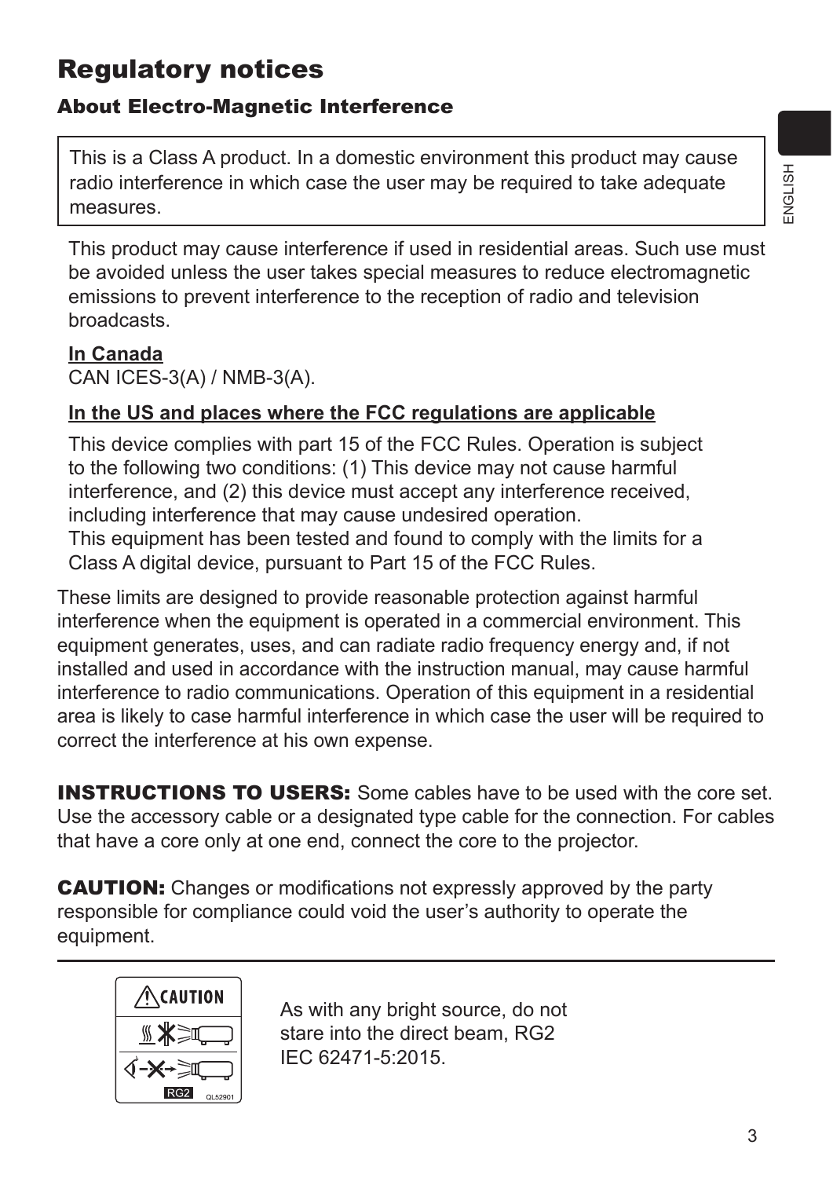# Regulatory notices

## About Electro-Magnetic Interference

This is a Class A product. In a domestic environment this product may cause radio interference in which case the user may be required to take adequate measures.

This product may cause interference if used in residential areas. Such use must be avoided unless the user takes special measures to reduce electromagnetic emissions to prevent interference to the reception of radio and television broadcasts.

**In Canada**
CAN ICES-3(A) / NMB-3(A).

**In the US and places where the FCC regulations are applicable**

This device complies with part 15 of the FCC Rules. Operation is subject to the following two conditions: (1) This device may not cause harmful interference, and (2) this device must accept any interference received, including interference that may cause undesired operation.
This equipment has been tested and found to comply with the limits for a Class A digital device, pursuant to Part 15 of the FCC Rules.

These limits are designed to provide reasonable protection against harmful interference when the equipment is operated in a commercial environment. This equipment generates, uses, and can radiate radio frequency energy and, if not installed and used in accordance with the instruction manual, may cause harmful interference to radio communications. Operation of this equipment in a residential area is likely to case harmful interference in which case the user will be required to correct the interference at his own expense.

**INSTRUCTIONS TO USERS:** Some cables have to be used with the core set. Use the accessory cable or a designated type cable for the connection. For cables that have a core only at one end, connect the core to the projector.

**CAUTION:** Changes or modifications not expressly approved by the party responsible for compliance could void the user's authority to operate the equipment.

---

CAUTION
RG2 QL52901

As with any bright source, do not stare into the direct beam, RG2 IEC 62471-5:2015.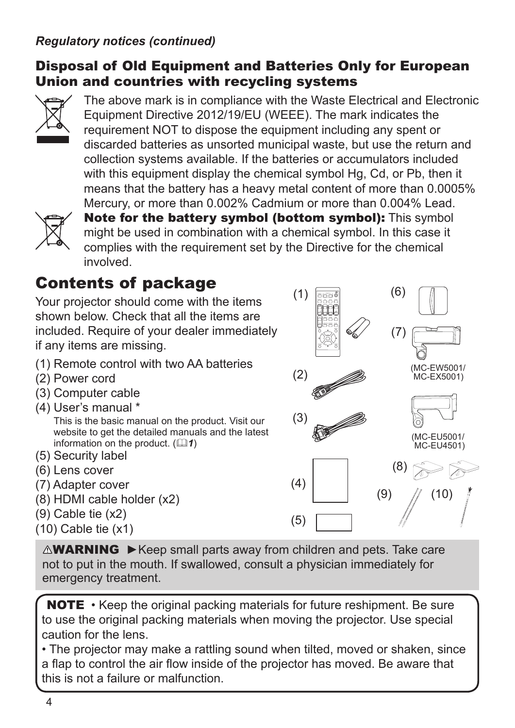*Regulatory notices (continued)*

### Disposal of Old Equipment and Batteries Only for European Union and countries with recycling systems

The above mark is in compliance with the Waste Electrical and Electronic Equipment Directive 2012/19/EU (WEEE). The mark indicates the requirement NOT to dispose the equipment including any spent or discarded batteries as unsorted municipal waste, but use the return and collection systems available. If the batteries or accumulators included with this equipment display the chemical symbol Hg, Cd, or Pb, then it means that the battery has a heavy metal content of more than 0.0005% Mercury, or more than 0.002% Cadmium or more than 0.004% Lead.

**Note for the battery symbol (bottom symbol):** This symbol might be used in combination with a chemical symbol. In this case it complies with the requirement set by the Directive for the chemical involved.

## Contents of package

Your projector should come with the items shown below. Check that all the items are included. Require of your dealer immediately if any items are missing.

(1) Remote control with two AA batteries
(2) Power cord
(3) Computer cable
(4) User's manual *
This is the basic manual on the product. Visit our website to get the detailed manuals and the latest information on the product. (📖*1*)
(5) Security label
(6) Lens cover
(7) Adapter cover
(8) HDMI cable holder (x2)
(9) Cable tie (x2)
(10) Cable tie (x1)

(MC-EW5001/ MC-EX5001)

(MC-EU5001/ MC-EU4501)

⚠**WARNING** ►Keep small parts away from children and pets. Take care not to put in the mouth. If swallowed, consult a physician immediately for emergency treatment.

**NOTE** • Keep the original packing materials for future reshipment. Be sure to use the original packing materials when moving the projector. Use special caution for the lens.
• The projector may make a rattling sound when tilted, moved or shaken, since a flap to control the air flow inside of the projector has moved. Be aware that this is not a failure or malfunction.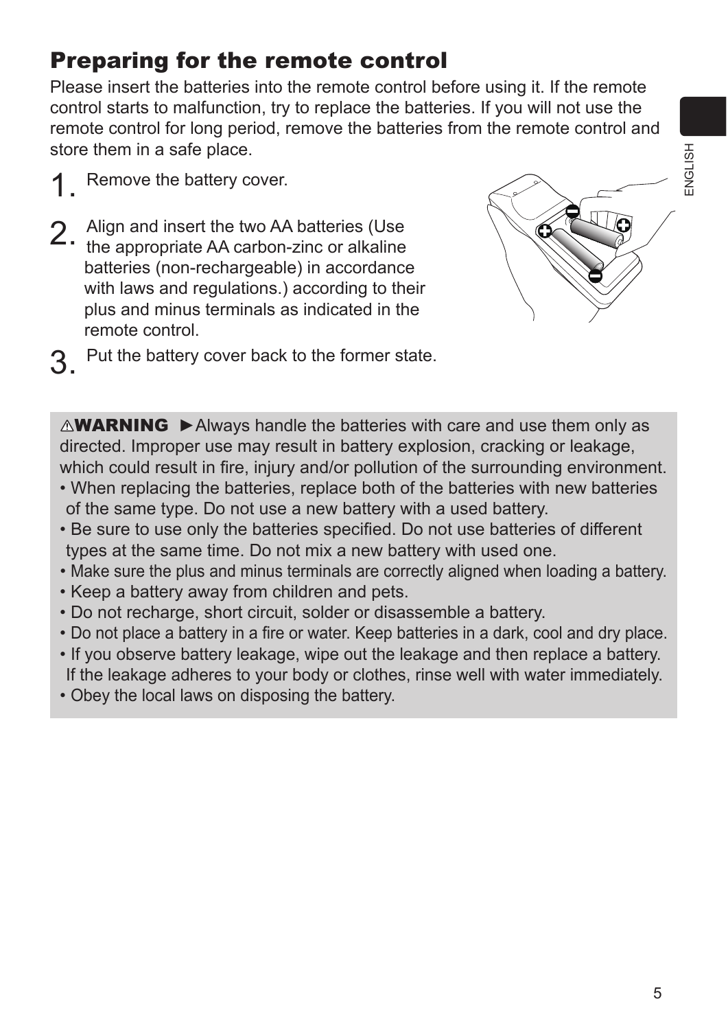## Preparing for the remote control

Please insert the batteries into the remote control before using it. If the remote control starts to malfunction, try to replace the batteries. If you will not use the remote control for long period, remove the batteries from the remote control and store them in a safe place.

1. Remove the battery cover.

2. Align and insert the two AA batteries (Use the appropriate AA carbon-zinc or alkaline batteries (non-rechargeable) in accordance with laws and regulations.) according to their plus and minus terminals as indicated in the remote control.

3. Put the battery cover back to the former state.

⚠**WARNING** ►Always handle the batteries with care and use them only as directed. Improper use may result in battery explosion, cracking or leakage, which could result in fire, injury and/or pollution of the surrounding environment.

- When replacing the batteries, replace both of the batteries with new batteries of the same type. Do not use a new battery with a used battery.
- Be sure to use only the batteries specified. Do not use batteries of different types at the same time. Do not mix a new battery with used one.
- Make sure the plus and minus terminals are correctly aligned when loading a battery.
- Keep a battery away from children and pets.
- Do not recharge, short circuit, solder or disassemble a battery.
- Do not place a battery in a fire or water. Keep batteries in a dark, cool and dry place.
- If you observe battery leakage, wipe out the leakage and then replace a battery. If the leakage adheres to your body or clothes, rinse well with water immediately.
- Obey the local laws on disposing the battery.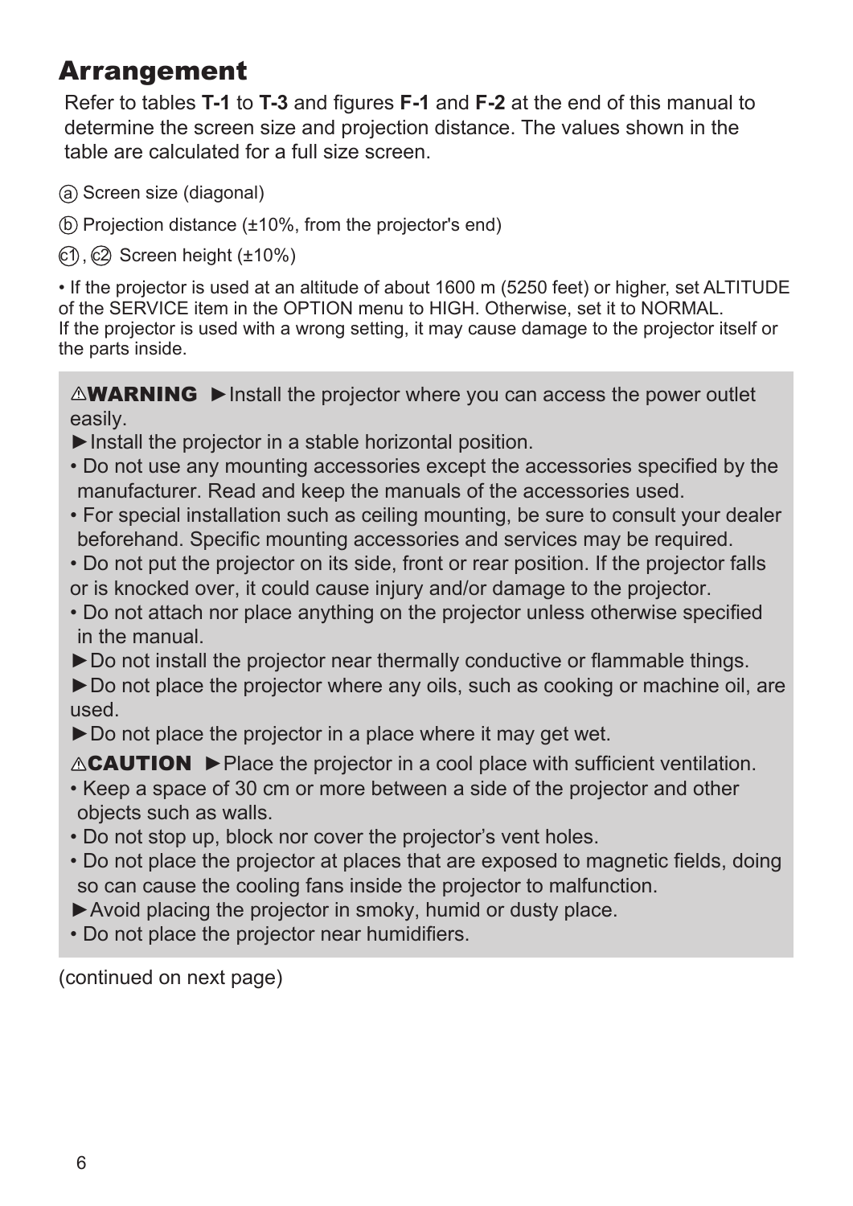# Arrangement

Refer to tables **T-1** to **T-3** and figures **F-1** and **F-2** at the end of this manual to determine the screen size and projection distance. The values shown in the table are calculated for a full size screen.

ⓐ Screen size (diagonal)

ⓑ Projection distance (±10%, from the projector's end)

ⓒ1, ⓒ2 Screen height (±10%)

• If the projector is used at an altitude of about 1600 m (5250 feet) or higher, set ALTITUDE of the SERVICE item in the OPTION menu to HIGH. Otherwise, set it to NORMAL.
If the projector is used with a wrong setting, it may cause damage to the projector itself or the parts inside.

⚠**WARNING** ►Install the projector where you can access the power outlet easily.

►Install the projector in a stable horizontal position.

• Do not use any mounting accessories except the accessories specified by the manufacturer. Read and keep the manuals of the accessories used.
• For special installation such as ceiling mounting, be sure to consult your dealer beforehand. Specific mounting accessories and services may be required.
• Do not put the projector on its side, front or rear position. If the projector falls or is knocked over, it could cause injury and/or damage to the projector.
• Do not attach nor place anything on the projector unless otherwise specified in the manual.

►Do not install the projector near thermally conductive or flammable things.

►Do not place the projector where any oils, such as cooking or machine oil, are used.

►Do not place the projector in a place where it may get wet.

⚠**CAUTION** ►Place the projector in a cool place with sufficient ventilation.

• Keep a space of 30 cm or more between a side of the projector and other objects such as walls.
• Do not stop up, block nor cover the projector's vent holes.
• Do not place the projector at places that are exposed to magnetic fields, doing so can cause the cooling fans inside the projector to malfunction.

►Avoid placing the projector in smoky, humid or dusty place.

• Do not place the projector near humidifiers.

(continued on next page)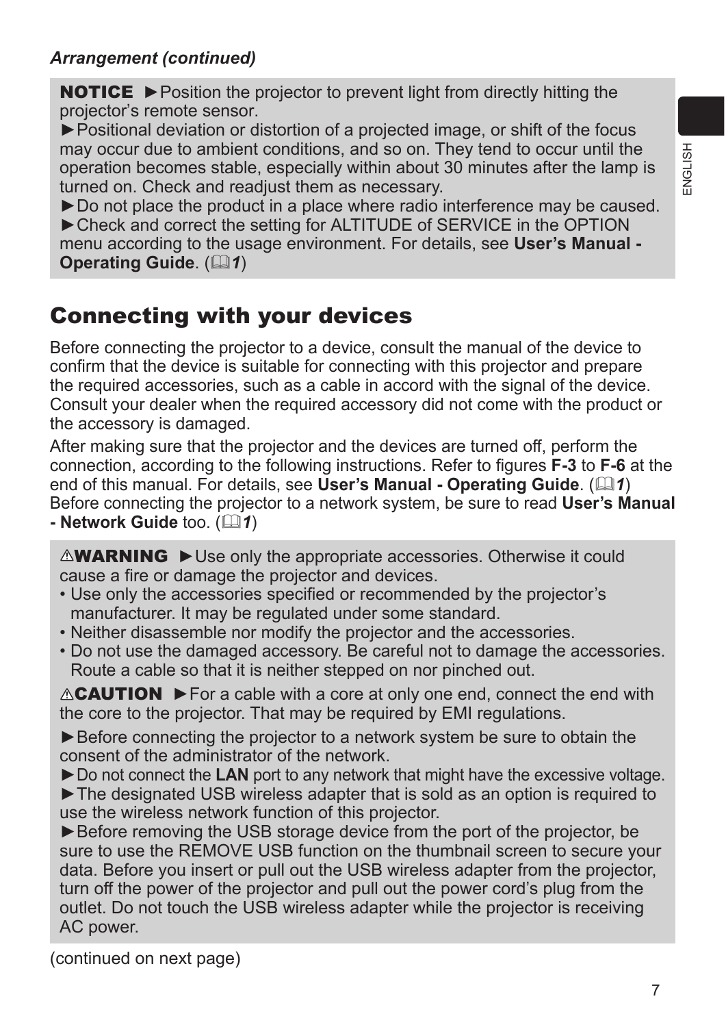***Arrangement (continued)***

**NOTICE** ►Position the projector to prevent light from directly hitting the projector's remote sensor.
►Positional deviation or distortion of a projected image, or shift of the focus may occur due to ambient conditions, and so on. They tend to occur until the operation becomes stable, especially within about 30 minutes after the lamp is turned on. Check and readjust them as necessary.
►Do not place the product in a place where radio interference may be caused.
►Check and correct the setting for ALTITUDE of SERVICE in the OPTION menu according to the usage environment. For details, see **User's Manual - Operating Guide**. (📖***1***)

# Connecting with your devices

Before connecting the projector to a device, consult the manual of the device to confirm that the device is suitable for connecting with this projector and prepare the required accessories, such as a cable in accord with the signal of the device. Consult your dealer when the required accessory did not come with the product or the accessory is damaged.

After making sure that the projector and the devices are turned off, perform the connection, according to the following instructions. Refer to figures **F-3** to **F-6** at the end of this manual. For details, see **User's Manual - Operating Guide**. (📖***1***)
Before connecting the projector to a network system, be sure to read **User's Manual - Network Guide** too. (📖***1***)

⚠**WARNING** ►Use only the appropriate accessories. Otherwise it could cause a fire or damage the projector and devices.

- Use only the accessories specified or recommended by the projector's manufacturer. It may be regulated under some standard.
- Neither disassemble nor modify the projector and the accessories.
- Do not use the damaged accessory. Be careful not to damage the accessories. Route a cable so that it is neither stepped on nor pinched out.

⚠**CAUTION** ►For a cable with a core at only one end, connect the end with the core to the projector. That may be required by EMI regulations.

►Before connecting the projector to a network system be sure to obtain the consent of the administrator of the network.
►Do not connect the **LAN** port to any network that might have the excessive voltage.
►The designated USB wireless adapter that is sold as an option is required to use the wireless network function of this projector.
►Before removing the USB storage device from the port of the projector, be sure to use the REMOVE USB function on the thumbnail screen to secure your data. Before you insert or pull out the USB wireless adapter from the projector, turn off the power of the projector and pull out the power cord's plug from the outlet. Do not touch the USB wireless adapter while the projector is receiving AC power.

(continued on next page)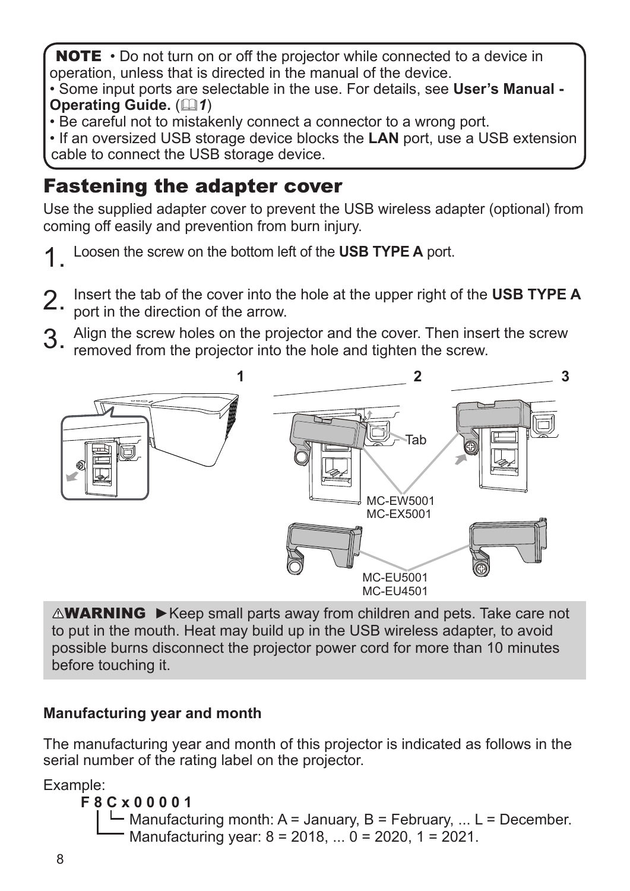**NOTE** • Do not turn on or off the projector while connected to a device in operation, unless that is directed in the manual of the device.
• Some input ports are selectable in the use. For details, see **User's Manual - Operating Guide.** (📖*1*)
• Be careful not to mistakenly connect a connector to a wrong port.
• If an oversized USB storage device blocks the **LAN** port, use a USB extension cable to connect the USB storage device.

## Fastening the adapter cover

Use the supplied adapter cover to prevent the USB wireless adapter (optional) from coming off easily and prevention from burn injury.

1. Loosen the screw on the bottom left of the **USB TYPE A** port.
2. Insert the tab of the cover into the hole at the upper right of the **USB TYPE A** port in the direction of the arrow.
3. Align the screw holes on the projector and the cover. Then insert the screw removed from the projector into the hole and tighten the screw.

1 2 3

Tab

MC-EW5001
MC-EX5001

MC-EU5001
MC-EU4501

⚠**WARNING** ►Keep small parts away from children and pets. Take care not to put in the mouth. Heat may build up in the USB wireless adapter, to avoid possible burns disconnect the projector power cord for more than 10 minutes before touching it.

**Manufacturing year and month**

The manufacturing year and month of this projector is indicated as follows in the serial number of the rating label on the projector.

Example:

**F 8 C x 0 0 0 0 1**

- Manufacturing month: A = January, B = February, ... L = December.
- Manufacturing year: 8 = 2018, ... 0 = 2020, 1 = 2021.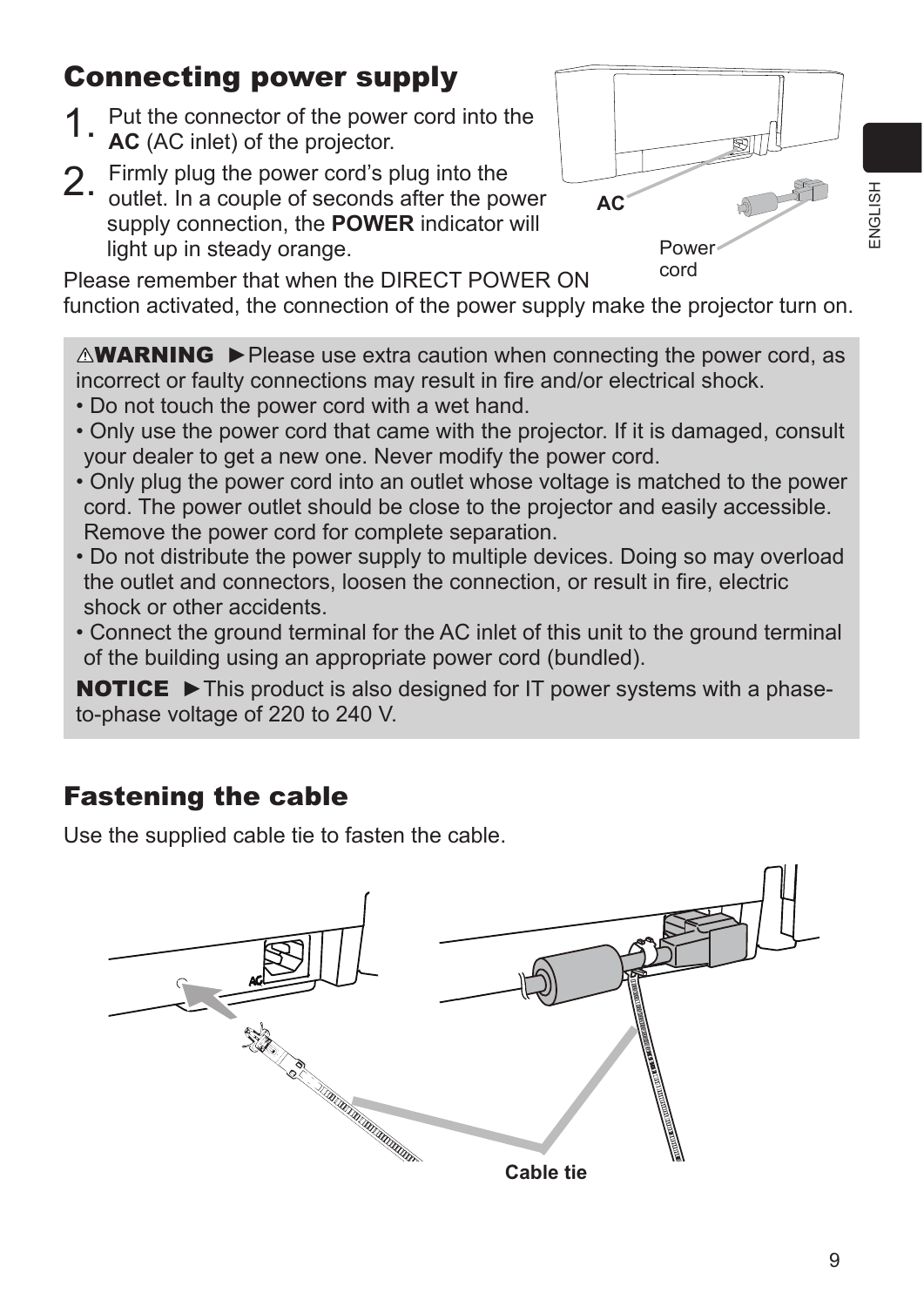## Connecting power supply

1. Put the connector of the power cord into the **AC** (AC inlet) of the projector.
2. Firmly plug the power cord's plug into the outlet. In a couple of seconds after the power supply connection, the **POWER** indicator will light up in steady orange.

Please remember that when the DIRECT POWER ON function activated, the connection of the power supply make the projector turn on.

⚠**WARNING** ►Please use extra caution when connecting the power cord, as incorrect or faulty connections may result in fire and/or electrical shock.

- Do not touch the power cord with a wet hand.
- Only use the power cord that came with the projector. If it is damaged, consult your dealer to get a new one. Never modify the power cord.
- Only plug the power cord into an outlet whose voltage is matched to the power cord. The power outlet should be close to the projector and easily accessible. Remove the power cord for complete separation.
- Do not distribute the power supply to multiple devices. Doing so may overload the outlet and connectors, loosen the connection, or result in fire, electric shock or other accidents.
- Connect the ground terminal for the AC inlet of this unit to the ground terminal of the building using an appropriate power cord (bundled).

**NOTICE** ►This product is also designed for IT power systems with a phase-to-phase voltage of 220 to 240 V.

## Fastening the cable

Use the supplied cable tie to fasten the cable.

Cable tie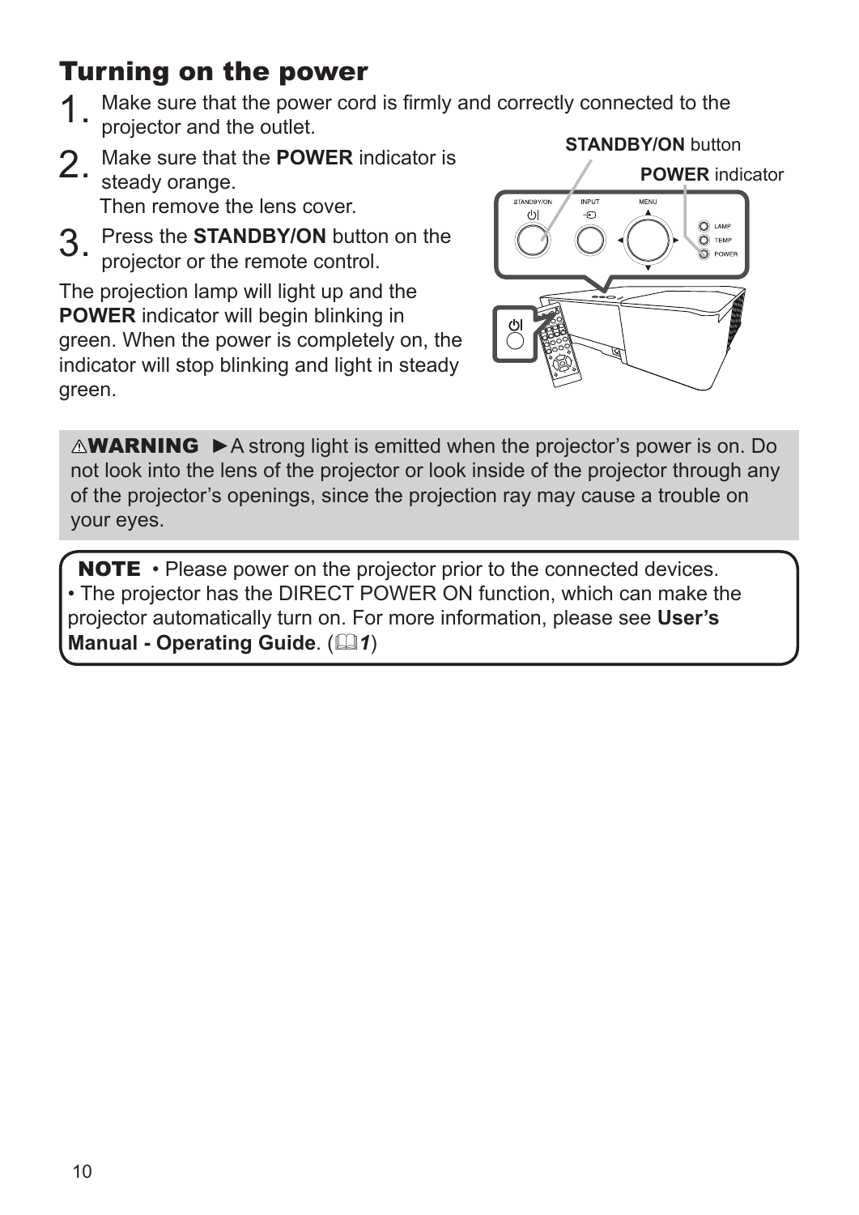## Turning on the power

1. Make sure that the power cord is firmly and correctly connected to the projector and the outlet.
2. Make sure that the **POWER** indicator is steady orange.
   Then remove the lens cover.
3. Press the **STANDBY/ON** button on the projector or the remote control.

The projection lamp will light up and the **POWER** indicator will begin blinking in green. When the power is completely on, the indicator will stop blinking and light in steady green.

**STANDBY/ON** button

**POWER** indicator

⚠**WARNING** ►A strong light is emitted when the projector's power is on. Do not look into the lens of the projector or look inside of the projector through any of the projector's openings, since the projection ray may cause a trouble on your eyes.

**NOTE** • Please power on the projector prior to the connected devices.
• The projector has the DIRECT POWER ON function, which can make the projector automatically turn on. For more information, please see **User's Manual - Operating Guide**. (📖*1*)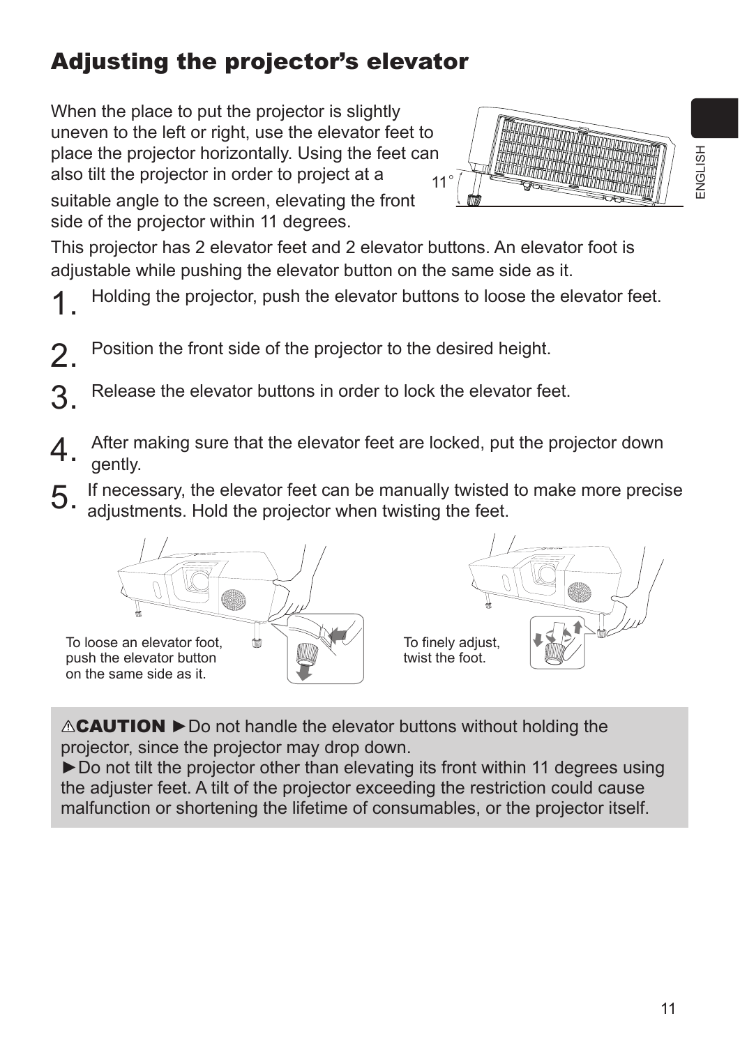## Adjusting the projector's elevator

When the place to put the projector is slightly uneven to the left or right, use the elevator feet to place the projector horizontally. Using the feet can also tilt the projector in order to project at a suitable angle to the screen, elevating the front side of the projector within 11 degrees.

11°

This projector has 2 elevator feet and 2 elevator buttons. An elevator foot is adjustable while pushing the elevator button on the same side as it.

1. Holding the projector, push the elevator buttons to loose the elevator feet.
2. Position the front side of the projector to the desired height.
3. Release the elevator buttons in order to lock the elevator feet.
4. After making sure that the elevator feet are locked, put the projector down gently.
5. If necessary, the elevator feet can be manually twisted to make more precise adjustments. Hold the projector when twisting the feet.

To loose an elevator foot, push the elevator button on the same side as it.

To finely adjust, twist the foot.

⚠**CAUTION** ►Do not handle the elevator buttons without holding the projector, since the projector may drop down.
►Do not tilt the projector other than elevating its front within 11 degrees using the adjuster feet. A tilt of the projector exceeding the restriction could cause malfunction or shortening the lifetime of consumables, or the projector itself.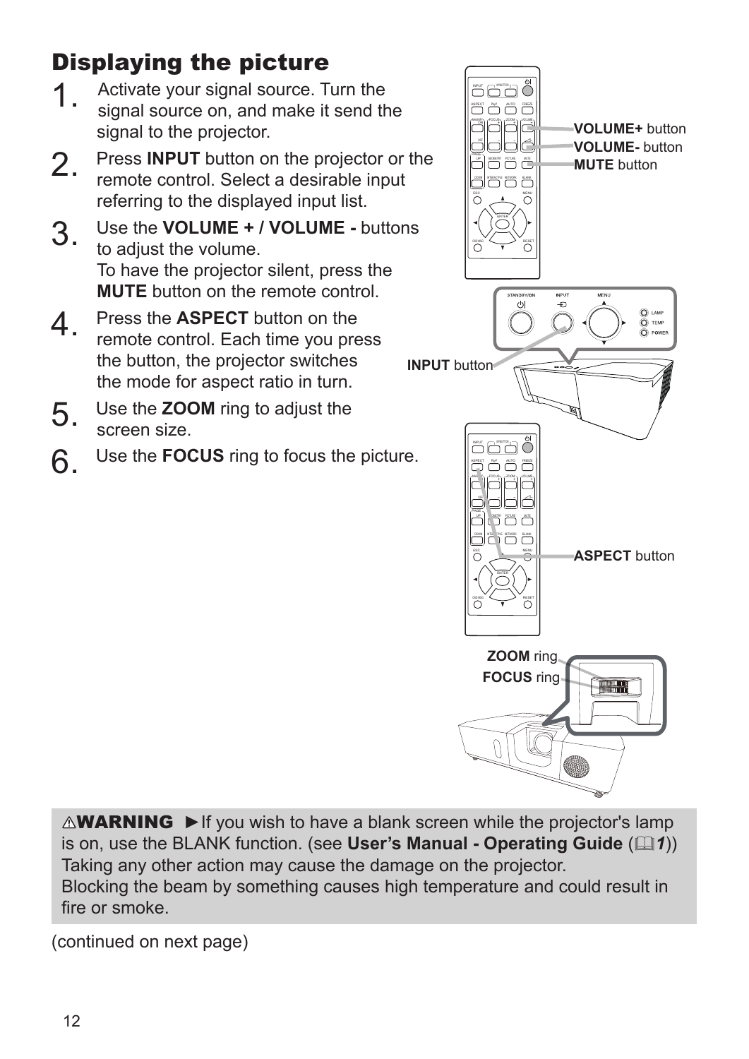# Displaying the picture

1. Activate your signal source. Turn the signal source on, and make it send the signal to the projector.

2. Press **INPUT** button on the projector or the remote control. Select a desirable input referring to the displayed input list.

3. Use the **VOLUME + / VOLUME -** buttons to adjust the volume.
   To have the projector silent, press the **MUTE** button on the remote control.

4. Press the **ASPECT** button on the remote control. Each time you press the button, the projector switches the mode for aspect ratio in turn.

5. Use the **ZOOM** ring to adjust the screen size.

6. Use the **FOCUS** ring to focus the picture.

**VOLUME+** button
**VOLUME-** button
**MUTE** button

**INPUT** button

**ASPECT** button

**ZOOM** ring
**FOCUS** ring

⚠**WARNING** ►If you wish to have a blank screen while the projector's lamp is on, use the BLANK function. (see **User's Manual - Operating Guide** (📖*1*))
Taking any other action may cause the damage on the projector.
Blocking the beam by something causes high temperature and could result in fire or smoke.

(continued on next page)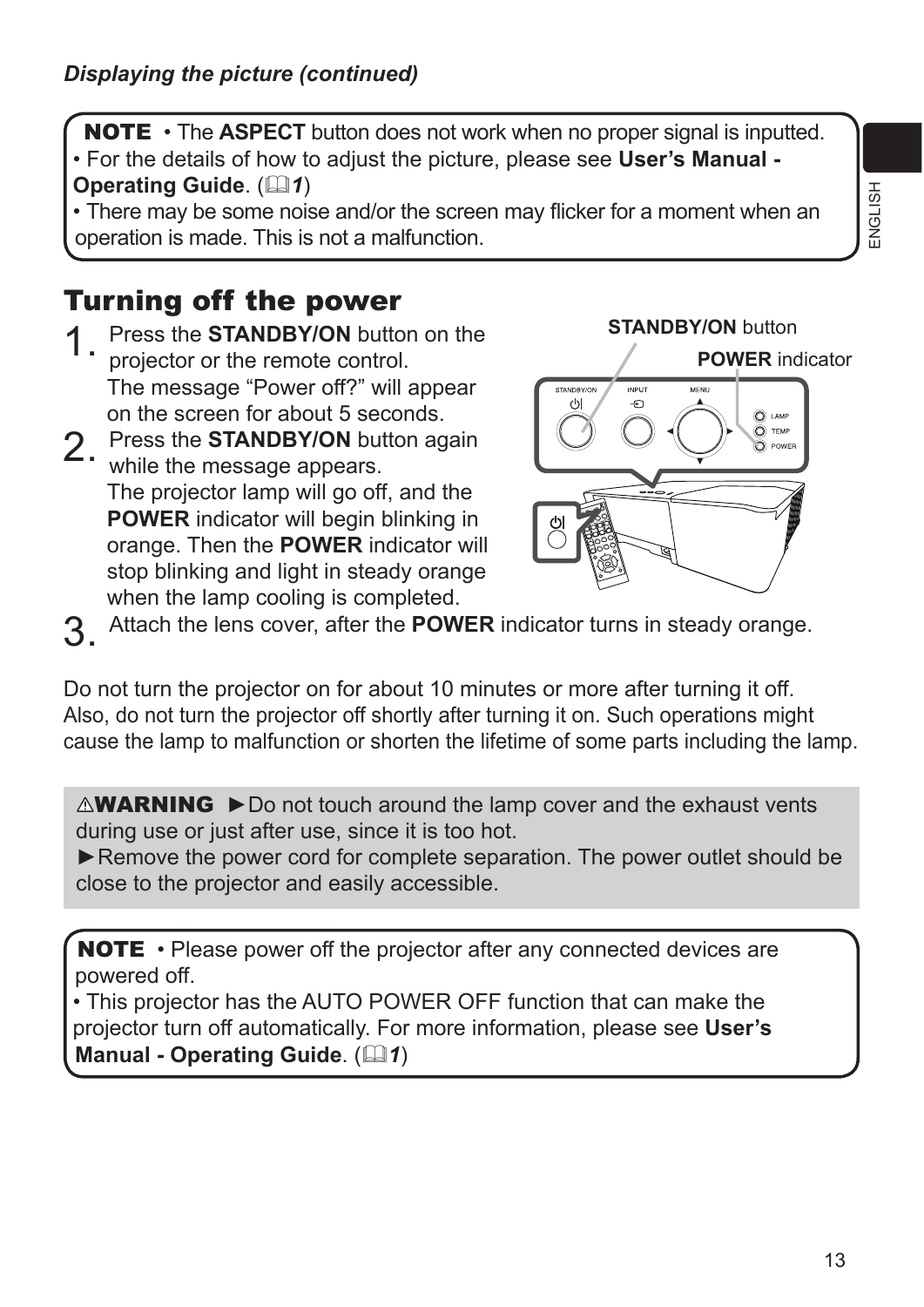*Displaying the picture (continued)*

**NOTE** • The **ASPECT** button does not work when no proper signal is inputted.
• For the details of how to adjust the picture, please see **User's Manual - Operating Guide**. (📖*1*)
• There may be some noise and/or the screen may flicker for a moment when an operation is made. This is not a malfunction.

## Turning off the power

1. Press the **STANDBY/ON** button on the projector or the remote control.
   The message "Power off?" will appear on the screen for about 5 seconds.
2. Press the **STANDBY/ON** button again while the message appears.
   The projector lamp will go off, and the **POWER** indicator will begin blinking in orange. Then the **POWER** indicator will stop blinking and light in steady orange when the lamp cooling is completed.
3. Attach the lens cover, after the **POWER** indicator turns in steady orange.

**STANDBY/ON** button

**POWER** indicator

Do not turn the projector on for about 10 minutes or more after turning it off. Also, do not turn the projector off shortly after turning it on. Such operations might cause the lamp to malfunction or shorten the lifetime of some parts including the lamp.

⚠**WARNING** ►Do not touch around the lamp cover and the exhaust vents during use or just after use, since it is too hot.
►Remove the power cord for complete separation. The power outlet should be close to the projector and easily accessible.

**NOTE** • Please power off the projector after any connected devices are powered off.
• This projector has the AUTO POWER OFF function that can make the projector turn off automatically. For more information, please see **User's Manual - Operating Guide**. (📖*1*)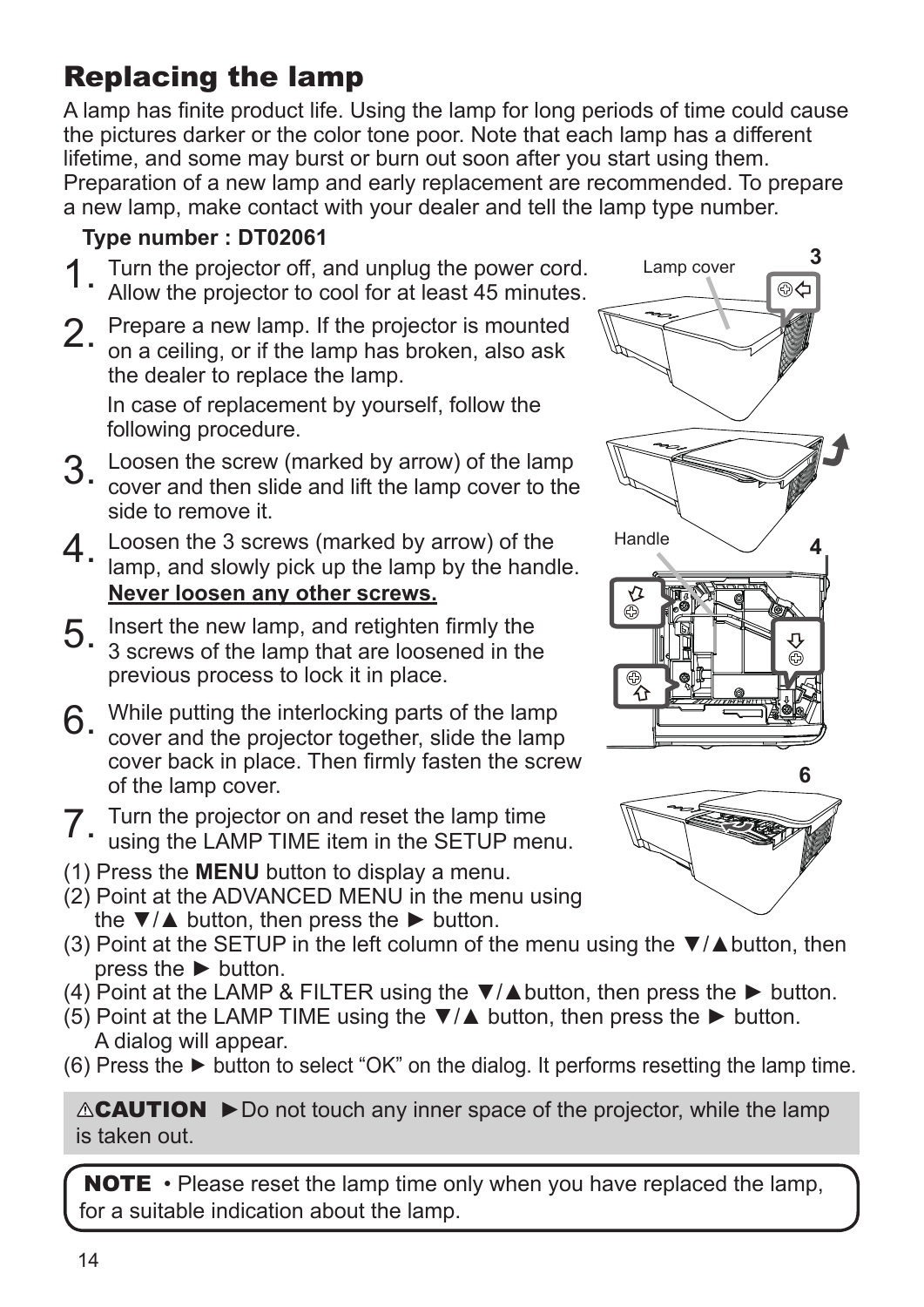# Replacing the lamp

A lamp has finite product life. Using the lamp for long periods of time could cause the pictures darker or the color tone poor. Note that each lamp has a different lifetime, and some may burst or burn out soon after you start using them. Preparation of a new lamp and early replacement are recommended. To prepare a new lamp, make contact with your dealer and tell the lamp type number.

**Type number : DT02061**

1. Turn the projector off, and unplug the power cord. Allow the projector to cool for at least 45 minutes.
2. Prepare a new lamp. If the projector is mounted on a ceiling, or if the lamp has broken, also ask the dealer to replace the lamp.

   In case of replacement by yourself, follow the following procedure.
3. Loosen the screw (marked by arrow) of the lamp cover and then slide and lift the lamp cover to the side to remove it.
4. Loosen the 3 screws (marked by arrow) of the lamp, and slowly pick up the lamp by the handle. **Never loosen any other screws.**
5. Insert the new lamp, and retighten firmly the 3 screws of the lamp that are loosened in the previous process to lock it in place.
6. While putting the interlocking parts of the lamp cover and the projector together, slide the lamp cover back in place. Then firmly fasten the screw of the lamp cover.
7. Turn the projector on and reset the lamp time using the LAMP TIME item in the SETUP menu.

(1) Press the **MENU** button to display a menu.
(2) Point at the ADVANCED MENU in the menu using the ▼/▲ button, then press the ► button.
(3) Point at the SETUP in the left column of the menu using the ▼/▲button, then press the ► button.
(4) Point at the LAMP & FILTER using the ▼/▲button, then press the ► button.
(5) Point at the LAMP TIME using the ▼/▲ button, then press the ► button. A dialog will appear.
(6) Press the ► button to select "OK" on the dialog. It performs resetting the lamp time.

Lamp cover

3

Handle

4

6

⚠**CAUTION** ►Do not touch any inner space of the projector, while the lamp is taken out.

**NOTE** • Please reset the lamp time only when you have replaced the lamp, for a suitable indication about the lamp.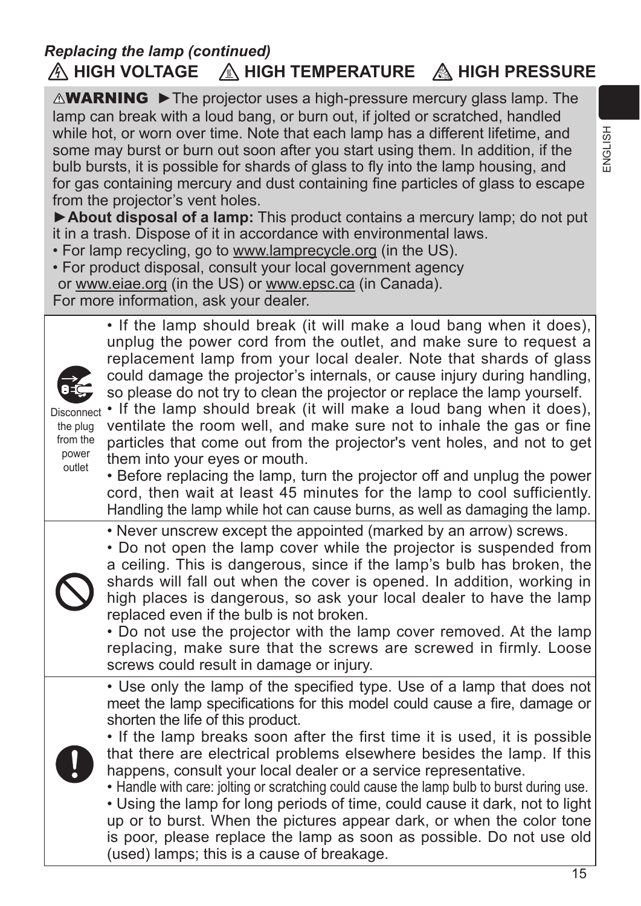*Replacing the lamp (continued)*

## ⚠ HIGH VOLTAGE ⚠ HIGH TEMPERATURE ⚠ HIGH PRESSURE

⚠**WARNING** ►The projector uses a high-pressure mercury glass lamp. The lamp can break with a loud bang, or burn out, if jolted or scratched, handled while hot, or worn over time. Note that each lamp has a different lifetime, and some may burst or burn out soon after you start using them. In addition, if the bulb bursts, it is possible for shards of glass to fly into the lamp housing, and for gas containing mercury and dust containing fine particles of glass to escape from the projector's vent holes.

►**About disposal of a lamp:** This product contains a mercury lamp; do not put it in a trash. Dispose of it in accordance with environmental laws.

- For lamp recycling, go to www.lamprecycle.org (in the US).
- For product disposal, consult your local government agency or www.eiae.org (in the US) or www.epsc.ca (in Canada).

For more information, ask your dealer.

| | |
|---|---|
| Disconnect the plug from the power outlet | • If the lamp should break (it will make a loud bang when it does), unplug the power cord from the outlet, and make sure to request a replacement lamp from your local dealer. Note that shards of glass could damage the projector's internals, or cause injury during handling, so please do not try to clean the projector or replace the lamp yourself.<br>• If the lamp should break (it will make a loud bang when it does), ventilate the room well, and make sure not to inhale the gas or fine particles that come out from the projector's vent holes, and not to get them into your eyes or mouth.<br>• Before replacing the lamp, turn the projector off and unplug the power cord, then wait at least 45 minutes for the lamp to cool sufficiently. Handling the lamp while hot can cause burns, as well as damaging the lamp. |
| | • Never unscrew except the appointed (marked by an arrow) screws.<br>• Do not open the lamp cover while the projector is suspended from a ceiling. This is dangerous, since if the lamp's bulb has broken, the shards will fall out when the cover is opened. In addition, working in high places is dangerous, so ask your local dealer to have the lamp replaced even if the bulb is not broken.<br>• Do not use the projector with the lamp cover removed. At the lamp replacing, make sure that the screws are screwed in firmly. Loose screws could result in damage or injury. |
| | • Use only the lamp of the specified type. Use of a lamp that does not meet the lamp specifications for this model could cause a fire, damage or shorten the life of this product.<br>• If the lamp breaks soon after the first time it is used, it is possible that there are electrical problems elsewhere besides the lamp. If this happens, consult your local dealer or a service representative.<br>• Handle with care: jolting or scratching could cause the lamp bulb to burst during use.<br>• Using the lamp for long periods of time, could cause it dark, not to light up or to burst. When the pictures appear dark, or when the color tone is poor, please replace the lamp as soon as possible. Do not use old (used) lamps; this is a cause of breakage. |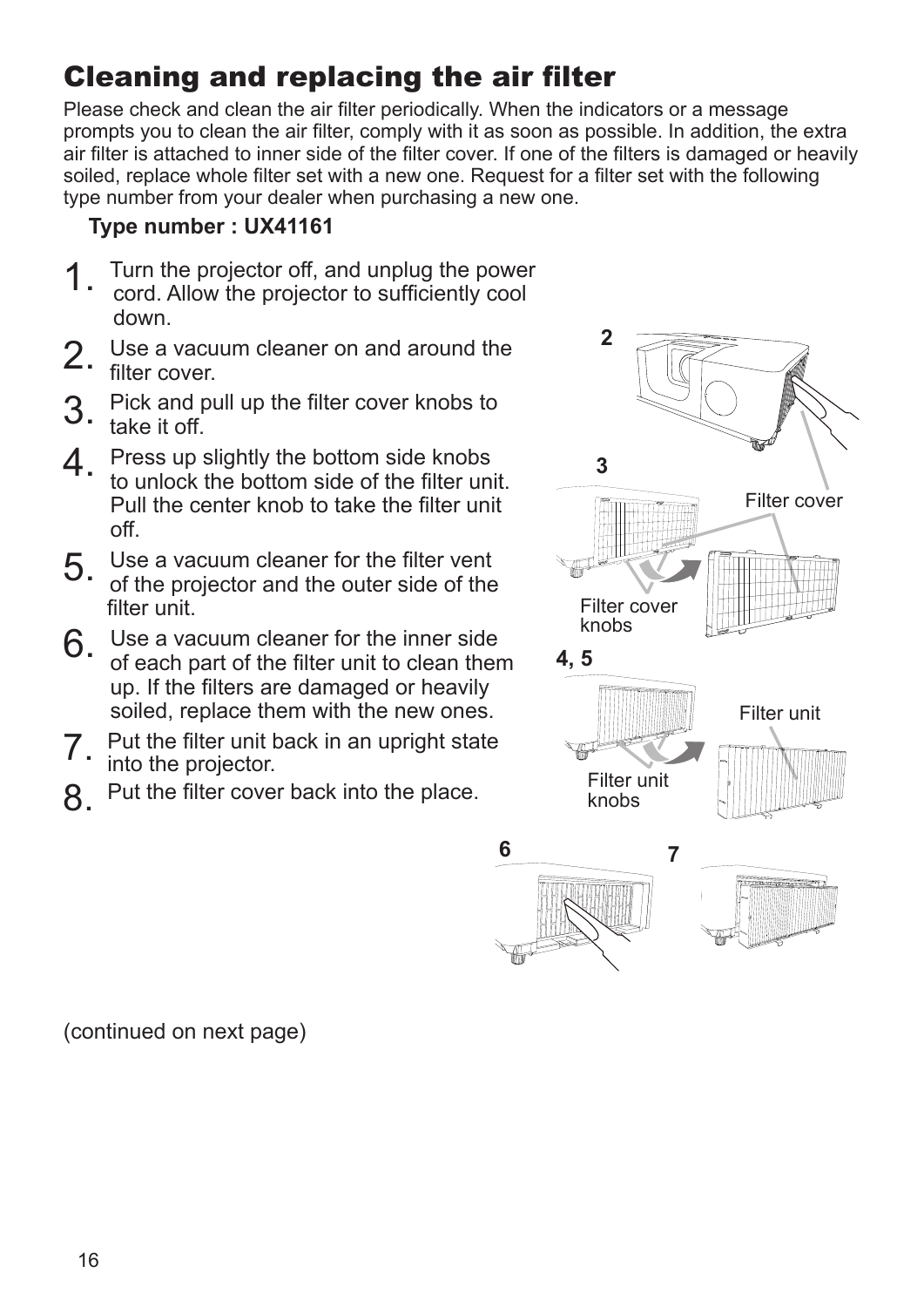# Cleaning and replacing the air filter

Please check and clean the air filter periodically. When the indicators or a message prompts you to clean the air filter, comply with it as soon as possible. In addition, the extra air filter is attached to inner side of the filter cover. If one of the filters is damaged or heavily soiled, replace whole filter set with a new one. Request for a filter set with the following type number from your dealer when purchasing a new one.

**Type number : UX41161**

1. Turn the projector off, and unplug the power cord. Allow the projector to sufficiently cool down.
2. Use a vacuum cleaner on and around the filter cover.
3. Pick and pull up the filter cover knobs to take it off.
4. Press up slightly the bottom side knobs to unlock the bottom side of the filter unit. Pull the center knob to take the filter unit off.
5. Use a vacuum cleaner for the filter vent of the projector and the outer side of the filter unit.
6. Use a vacuum cleaner for the inner side of each part of the filter unit to clean them up. If the filters are damaged or heavily soiled, replace them with the new ones.
7. Put the filter unit back in an upright state into the projector.
8. Put the filter cover back into the place.

(continued on next page)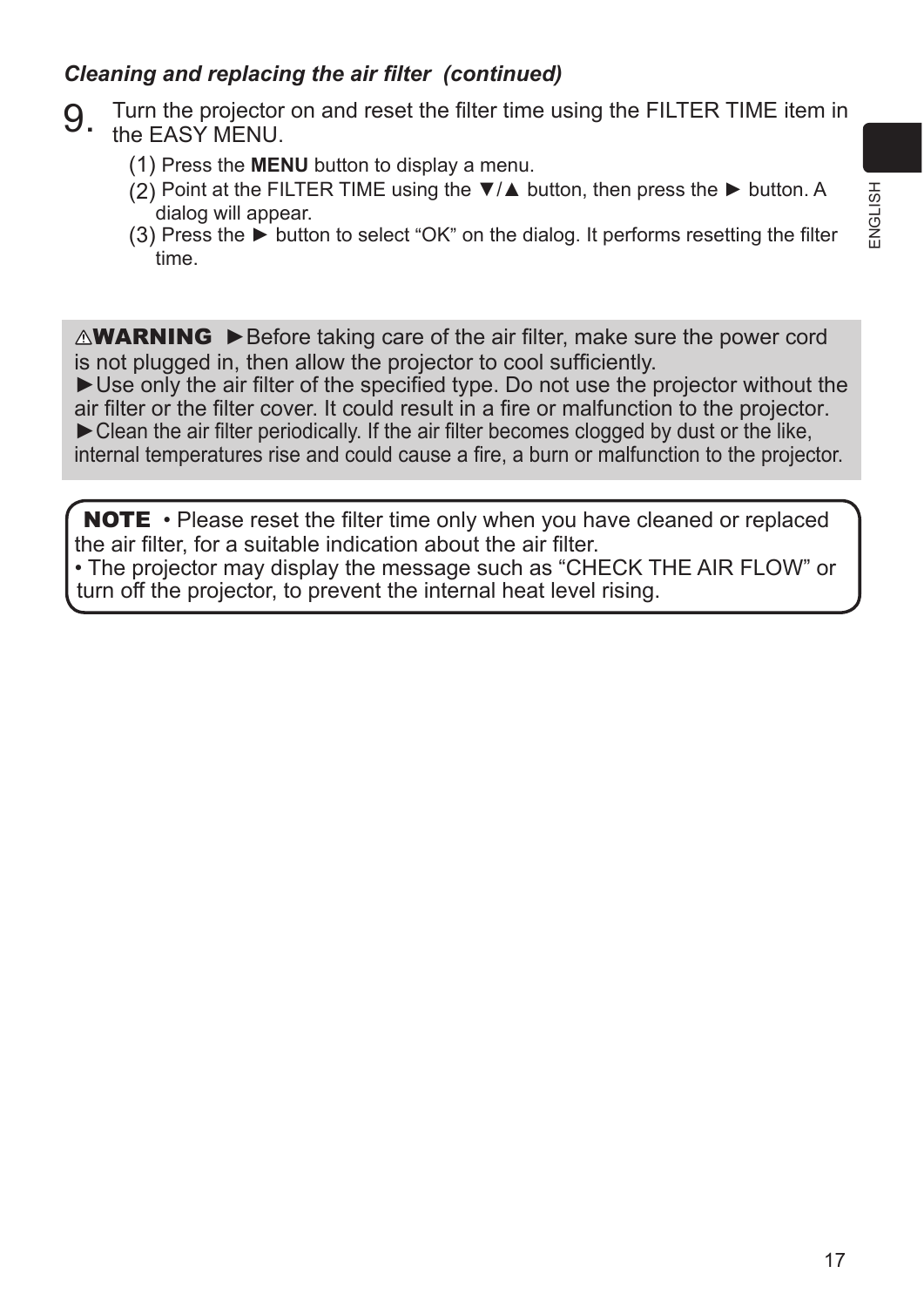***Cleaning and replacing the air filter (continued)***

9. Turn the projector on and reset the filter time using the FILTER TIME item in the EASY MENU.
   (1) Press the **MENU** button to display a menu.
   (2) Point at the FILTER TIME using the ▼/▲ button, then press the ► button. A dialog will appear.
   (3) Press the ► button to select “OK” on the dialog. It performs resetting the filter time.

⚠**WARNING** ►Before taking care of the air filter, make sure the power cord is not plugged in, then allow the projector to cool sufficiently.
►Use only the air filter of the specified type. Do not use the projector without the air filter or the filter cover. It could result in a fire or malfunction to the projector.
►Clean the air filter periodically. If the air filter becomes clogged by dust or the like, internal temperatures rise and could cause a fire, a burn or malfunction to the projector.

**NOTE** • Please reset the filter time only when you have cleaned or replaced the air filter, for a suitable indication about the air filter.
• The projector may display the message such as “CHECK THE AIR FLOW” or turn off the projector, to prevent the internal heat level rising.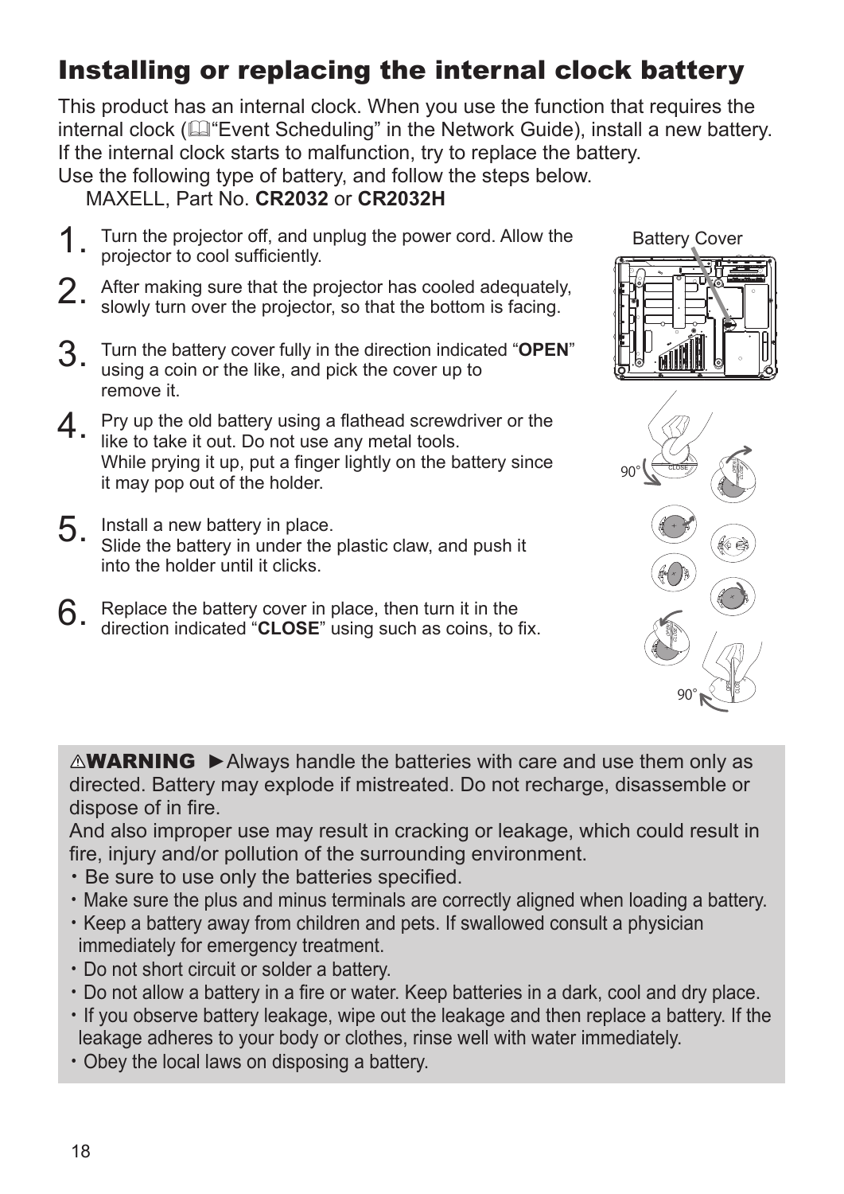# Installing or replacing the internal clock battery

This product has an internal clock. When you use the function that requires the internal clock (📖"Event Scheduling" in the Network Guide), install a new battery. If the internal clock starts to malfunction, try to replace the battery.
Use the following type of battery, and follow the steps below.
MAXELL, Part No. **CR2032** or **CR2032H**

1. Turn the projector off, and unplug the power cord. Allow the projector to cool sufficiently.
2. After making sure that the projector has cooled adequately, slowly turn over the projector, so that the bottom is facing.
3. Turn the battery cover fully in the direction indicated "**OPEN**" using a coin or the like, and pick the cover up to remove it.
4. Pry up the old battery using a flathead screwdriver or the like to take it out. Do not use any metal tools. While prying it up, put a finger lightly on the battery since it may pop out of the holder.
5. Install a new battery in place. Slide the battery in under the plastic claw, and push it into the holder until it clicks.
6. Replace the battery cover in place, then turn it in the direction indicated "**CLOSE**" using such as coins, to fix.

Battery Cover

90°

90°

⚠**WARNING** ►Always handle the batteries with care and use them only as directed. Battery may explode if mistreated. Do not recharge, disassemble or dispose of in fire.
And also improper use may result in cracking or leakage, which could result in fire, injury and/or pollution of the surrounding environment.

- Be sure to use only the batteries specified.
- Make sure the plus and minus terminals are correctly aligned when loading a battery.
- Keep a battery away from children and pets. If swallowed consult a physician immediately for emergency treatment.
- Do not short circuit or solder a battery.
- Do not allow a battery in a fire or water. Keep batteries in a dark, cool and dry place.
- If you observe battery leakage, wipe out the leakage and then replace a battery. If the leakage adheres to your body or clothes, rinse well with water immediately.
- Obey the local laws on disposing a battery.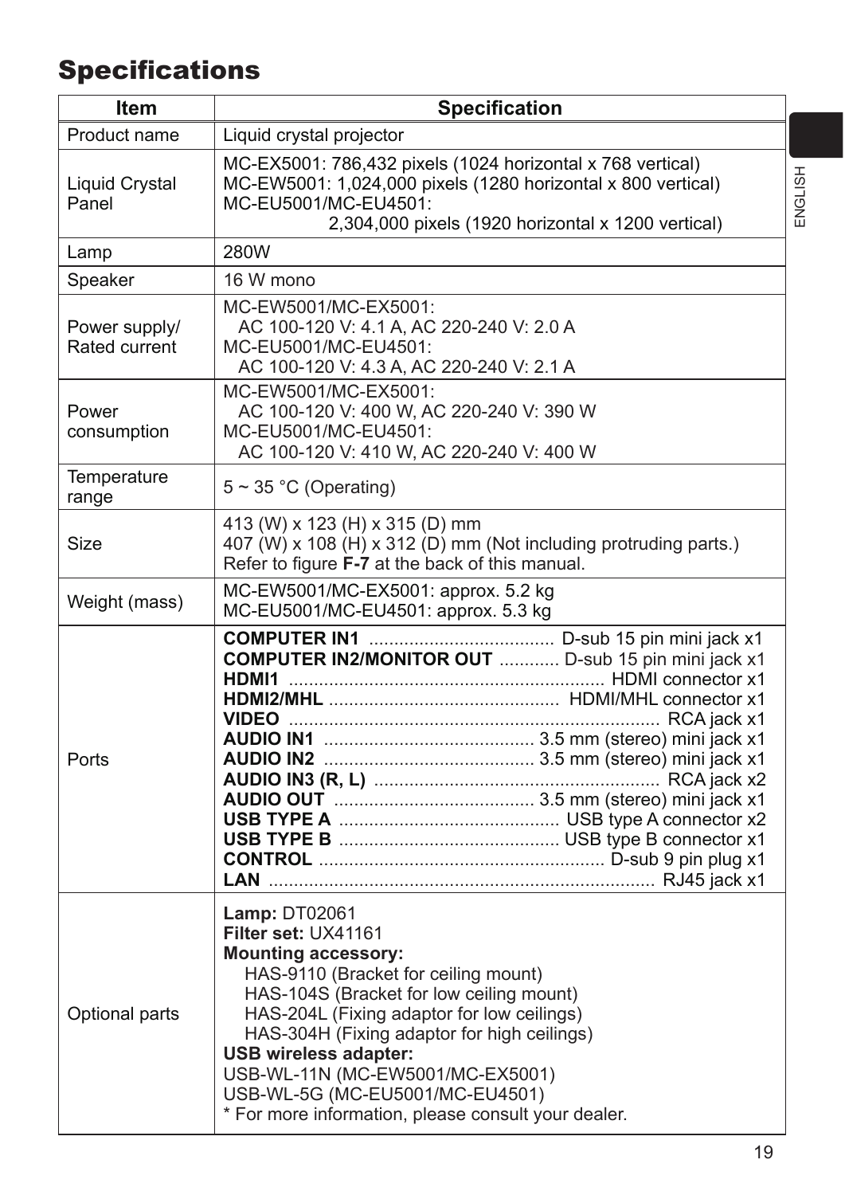# Specifications

| Item | Specification |
|---|---|
| Product name | Liquid crystal projector |
| Liquid Crystal Panel | MC-EX5001: 786,432 pixels (1024 horizontal x 768 vertical)<br>MC-EW5001: 1,024,000 pixels (1280 horizontal x 800 vertical)<br>MC-EU5001/MC-EU4501:<br>2,304,000 pixels (1920 horizontal x 1200 vertical) |
| Lamp | 280W |
| Speaker | 16 W mono |
| Power supply/ Rated current | MC-EW5001/MC-EX5001:<br>AC 100-120 V: 4.1 A, AC 220-240 V: 2.0 A<br>MC-EU5001/MC-EU4501:<br>AC 100-120 V: 4.3 A, AC 220-240 V: 2.1 A |
| Power consumption | MC-EW5001/MC-EX5001:<br>AC 100-120 V: 400 W, AC 220-240 V: 390 W<br>MC-EU5001/MC-EU4501:<br>AC 100-120 V: 410 W, AC 220-240 V: 400 W |
| Temperature range | 5 ~ 35 °C (Operating) |
| Size | 413 (W) x 123 (H) x 315 (D) mm<br>407 (W) x 108 (H) x 312 (D) mm (Not including protruding parts.)<br>Refer to figure **F-7** at the back of this manual. |
| Weight (mass) | MC-EW5001/MC-EX5001: approx. 5.2 kg<br>MC-EU5001/MC-EU4501: approx. 5.3 kg |
| Ports | **COMPUTER IN1** .................................... D-sub 15 pin mini jack x1<br>**COMPUTER IN2/MONITOR OUT** ............ D-sub 15 pin mini jack x1<br>**HDMI1** ............................................................... HDMI connector x1<br>**HDMI2/MHL** ............................................. HDMI/MHL connector x1<br>**VIDEO** ......................................................................... RCA jack x1<br>**AUDIO IN1** .......................................... 3.5 mm (stereo) mini jack x1<br>**AUDIO IN2** .......................................... 3.5 mm (stereo) mini jack x1<br>**AUDIO IN3 (R, L)** ......................................................... RCA jack x2<br>**AUDIO OUT** ........................................ 3.5 mm (stereo) mini jack x1<br>**USB TYPE A** ........................................... USB type A connector x2<br>**USB TYPE B** ........................................... USB type B connector x1<br>**CONTROL** ........................................................ D-sub 9 pin plug x1<br>**LAN** ............................................................................. RJ45 jack x1 |
| Optional parts | **Lamp:** DT02061<br>**Filter set:** UX41161<br>**Mounting accessory:**<br>HAS-9110 (Bracket for ceiling mount)<br>HAS-104S (Bracket for low ceiling mount)<br>HAS-204L (Fixing adaptor for low ceilings)<br>HAS-304H (Fixing adaptor for high ceilings)<br>**USB wireless adapter:**<br>USB-WL-11N (MC-EW5001/MC-EX5001)<br>USB-WL-5G (MC-EU5001/MC-EU4501)<br>* For more information, please consult your dealer. |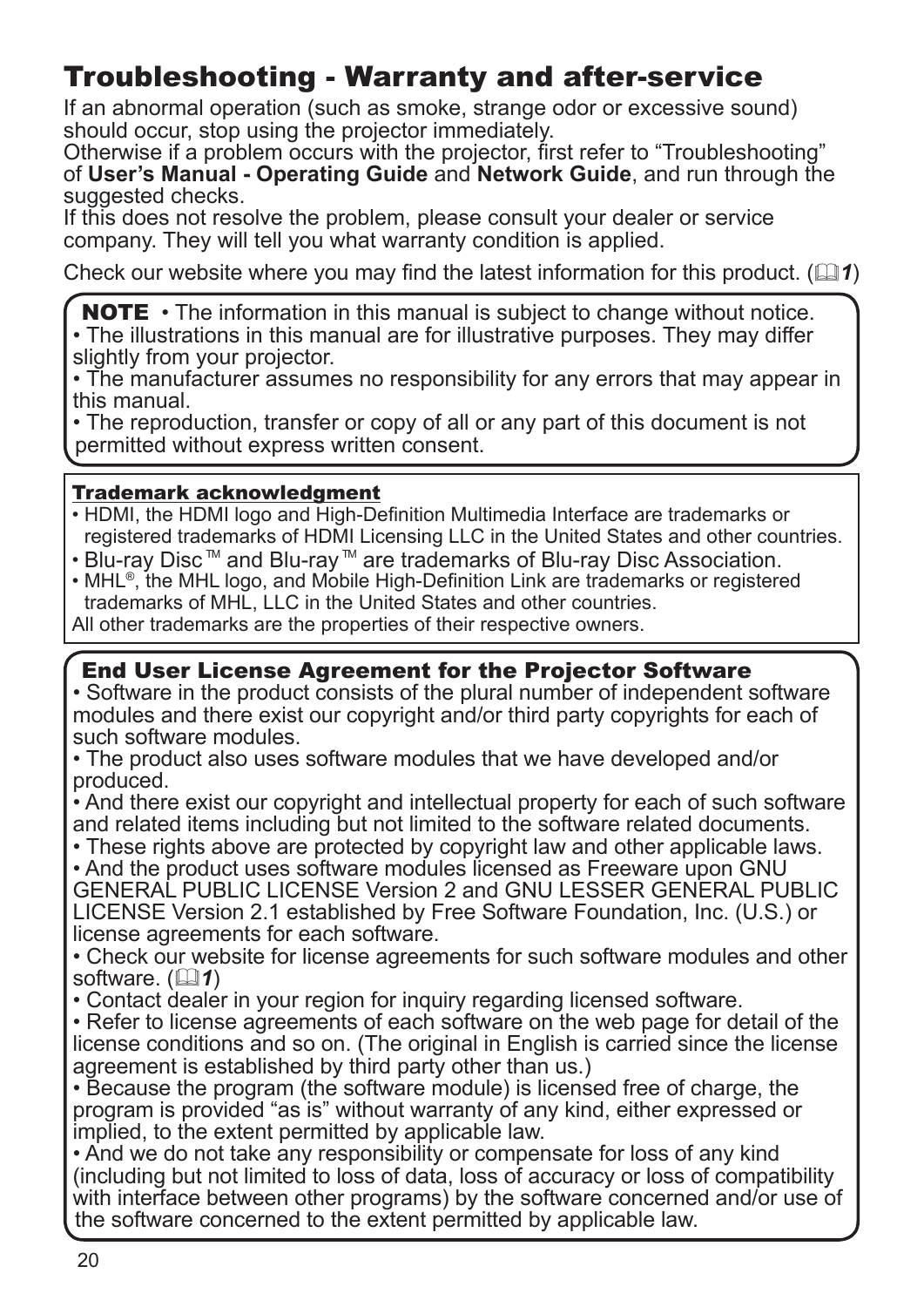# Troubleshooting - Warranty and after-service

If an abnormal operation (such as smoke, strange odor or excessive sound) should occur, stop using the projector immediately.

Otherwise if a problem occurs with the projector, first refer to "Troubleshooting" of **User's Manual - Operating Guide** and **Network Guide**, and run through the suggested checks.

If this does not resolve the problem, please consult your dealer or service company. They will tell you what warranty condition is applied.

Check our website where you may find the latest information for this product. (📖***1***)

**NOTE** • The information in this manual is subject to change without notice.
• The illustrations in this manual are for illustrative purposes. They may differ slightly from your projector.
• The manufacturer assumes no responsibility for any errors that may appear in this manual.
• The reproduction, transfer or copy of all or any part of this document is not permitted without express written consent.

**Trademark acknowledgment**

- HDMI, the HDMI logo and High-Definition Multimedia Interface are trademarks or registered trademarks of HDMI Licensing LLC in the United States and other countries.
- Blu-ray Disc™ and Blu-ray™ are trademarks of Blu-ray Disc Association.
- MHL®, the MHL logo, and Mobile High-Definition Link are trademarks or registered trademarks of MHL, LLC in the United States and other countries.

All other trademarks are the properties of their respective owners.

## End User License Agreement for the Projector Software

- Software in the product consists of the plural number of independent software modules and there exist our copyright and/or third party copyrights for each of such software modules.
- The product also uses software modules that we have developed and/or produced.
- And there exist our copyright and intellectual property for each of such software and related items including but not limited to the software related documents.
- These rights above are protected by copyright law and other applicable laws.
- And the product uses software modules licensed as Freeware upon GNU GENERAL PUBLIC LICENSE Version 2 and GNU LESSER GENERAL PUBLIC LICENSE Version 2.1 established by Free Software Foundation, Inc. (U.S.) or license agreements for each software.
- Check our website for license agreements for such software modules and other software. (📖***1***)
- Contact dealer in your region for inquiry regarding licensed software.
- Refer to license agreements of each software on the web page for detail of the license conditions and so on. (The original in English is carried since the license agreement is established by third party other than us.)
- Because the program (the software module) is licensed free of charge, the program is provided "as is" without warranty of any kind, either expressed or implied, to the extent permitted by applicable law.
- And we do not take any responsibility or compensate for loss of any kind (including but not limited to loss of data, loss of accuracy or loss of compatibility with interface between other programs) by the software concerned and/or use of the software concerned to the extent permitted by applicable law.